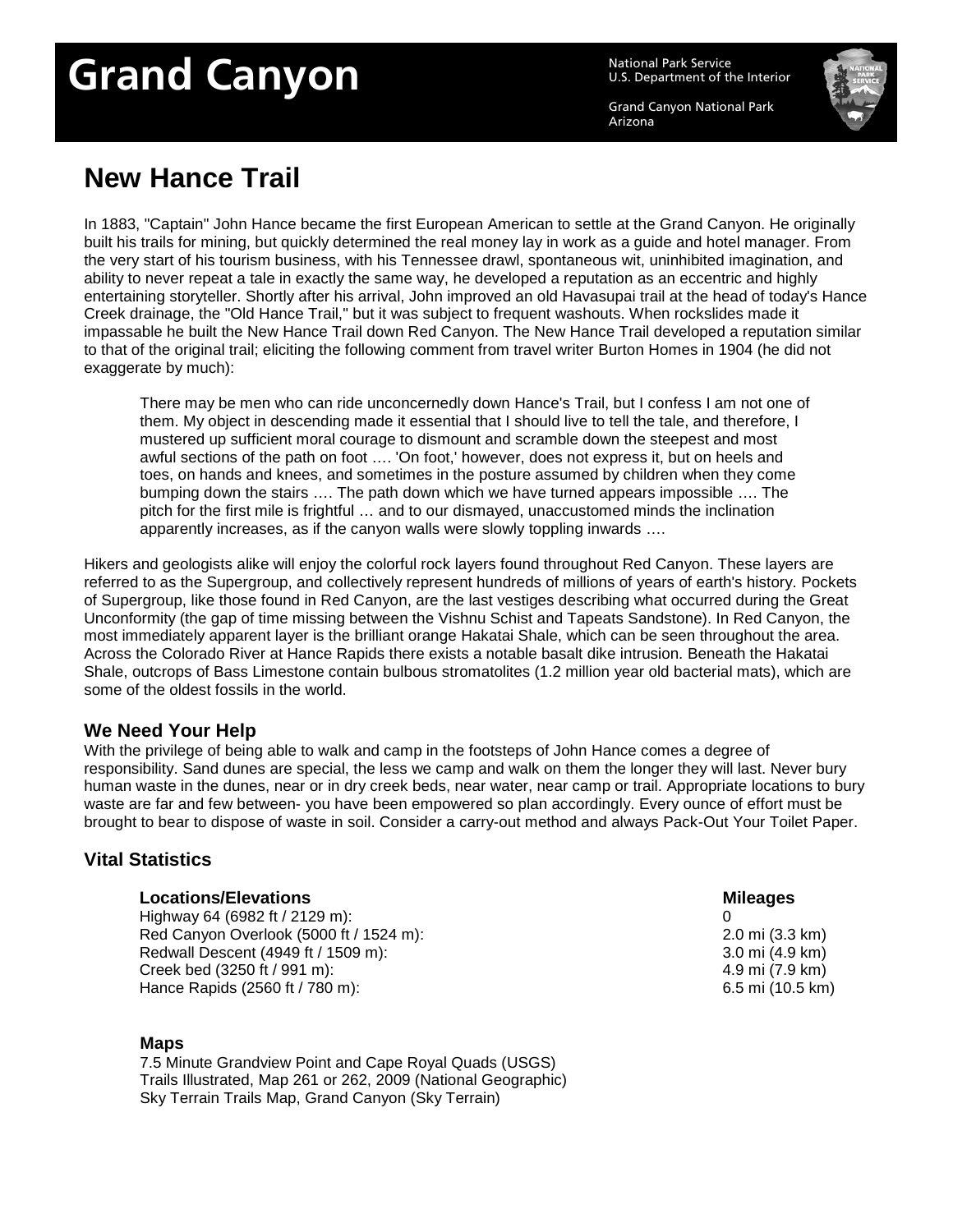# Grand Canyon

National Park Service
U.S. Department of the Interior

Grand Canyon National Park
Arizona

## New Hance Trail

In 1883, "Captain" John Hance became the first European American to settle at the Grand Canyon. He originally built his trails for mining, but quickly determined the real money lay in work as a guide and hotel manager. From the very start of his tourism business, with his Tennessee drawl, spontaneous wit, uninhibited imagination, and ability to never repeat a tale in exactly the same way, he developed a reputation as an eccentric and highly entertaining storyteller. Shortly after his arrival, John improved an old Havasupai trail at the head of today's Hance Creek drainage, the "Old Hance Trail," but it was subject to frequent washouts. When rockslides made it impassable he built the New Hance Trail down Red Canyon. The New Hance Trail developed a reputation similar to that of the original trail; eliciting the following comment from travel writer Burton Homes in 1904 (he did not exaggerate by much):

> There may be men who can ride unconcernedly down Hance's Trail, but I confess I am not one of them. My object in descending made it essential that I should live to tell the tale, and therefore, I mustered up sufficient moral courage to dismount and scramble down the steepest and most awful sections of the path on foot …. 'On foot,' however, does not express it, but on heels and toes, on hands and knees, and sometimes in the posture assumed by children when they come bumping down the stairs …. The path down which we have turned appears impossible …. The pitch for the first mile is frightful … and to our dismayed, unaccustomed minds the inclination apparently increases, as if the canyon walls were slowly toppling inwards ….

Hikers and geologists alike will enjoy the colorful rock layers found throughout Red Canyon. These layers are referred to as the Supergroup, and collectively represent hundreds of millions of years of earth's history. Pockets of Supergroup, like those found in Red Canyon, are the last vestiges describing what occurred during the Great Unconformity (the gap of time missing between the Vishnu Schist and Tapeats Sandstone). In Red Canyon, the most immediately apparent layer is the brilliant orange Hakatai Shale, which can be seen throughout the area. Across the Colorado River at Hance Rapids there exists a notable basalt dike intrusion. Beneath the Hakatai Shale, outcrops of Bass Limestone contain bulbous stromatolites (1.2 million year old bacterial mats), which are some of the oldest fossils in the world.

### We Need Your Help

With the privilege of being able to walk and camp in the footsteps of John Hance comes a degree of responsibility. Sand dunes are special, the less we camp and walk on them the longer they will last. Never bury human waste in the dunes, near or in dry creek beds, near water, near camp or trail. Appropriate locations to bury waste are far and few between- you have been empowered so plan accordingly. Every ounce of effort must be brought to bear to dispose of waste in soil. Consider a carry-out method and always Pack-Out Your Toilet Paper.

### Vital Statistics

| Locations/Elevations | Mileages |
| --- | --- |
| Highway 64 (6982 ft / 2129 m): | 0 |
| Red Canyon Overlook (5000 ft / 1524 m): | 2.0 mi (3.3 km) |
| Redwall Descent (4949 ft / 1509 m): | 3.0 mi (4.9 km) |
| Creek bed (3250 ft / 991 m): | 4.9 mi (7.9 km) |
| Hance Rapids (2560 ft / 780 m): | 6.5 mi (10.5 km) |

**Maps**

7.5 Minute Grandview Point and Cape Royal Quads (USGS)
Trails Illustrated, Map 261 or 262, 2009 (National Geographic)
Sky Terrain Trails Map, Grand Canyon (Sky Terrain)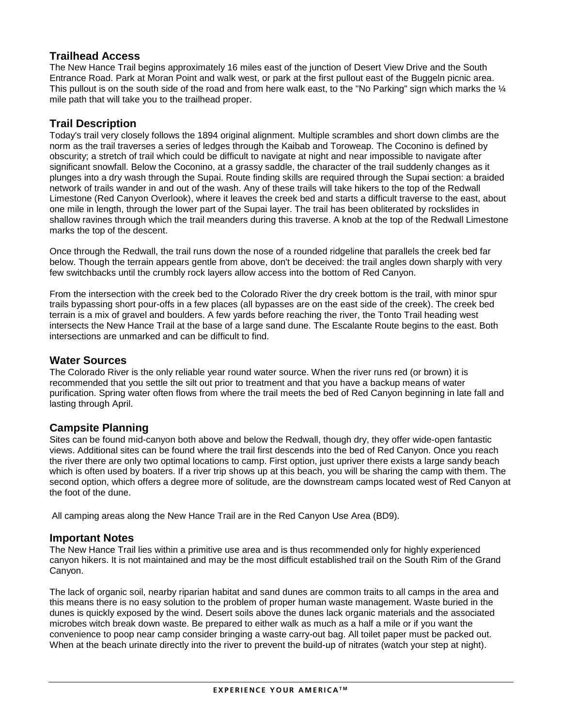## Trailhead Access

The New Hance Trail begins approximately 16 miles east of the junction of Desert View Drive and the South Entrance Road. Park at Moran Point and walk west, or park at the first pullout east of the Buggeln picnic area. This pullout is on the south side of the road and from here walk east, to the "No Parking" sign which marks the ¼ mile path that will take you to the trailhead proper.

## Trail Description

Today's trail very closely follows the 1894 original alignment. Multiple scrambles and short down climbs are the norm as the trail traverses a series of ledges through the Kaibab and Toroweap. The Coconino is defined by obscurity; a stretch of trail which could be difficult to navigate at night and near impossible to navigate after significant snowfall. Below the Coconino, at a grassy saddle, the character of the trail suddenly changes as it plunges into a dry wash through the Supai. Route finding skills are required through the Supai section: a braided network of trails wander in and out of the wash. Any of these trails will take hikers to the top of the Redwall Limestone (Red Canyon Overlook), where it leaves the creek bed and starts a difficult traverse to the east, about one mile in length, through the lower part of the Supai layer. The trail has been obliterated by rockslides in shallow ravines through which the trail meanders during this traverse. A knob at the top of the Redwall Limestone marks the top of the descent.

Once through the Redwall, the trail runs down the nose of a rounded ridgeline that parallels the creek bed far below. Though the terrain appears gentle from above, don't be deceived: the trail angles down sharply with very few switchbacks until the crumbly rock layers allow access into the bottom of Red Canyon.

From the intersection with the creek bed to the Colorado River the dry creek bottom is the trail, with minor spur trails bypassing short pour-offs in a few places (all bypasses are on the east side of the creek). The creek bed terrain is a mix of gravel and boulders. A few yards before reaching the river, the Tonto Trail heading west intersects the New Hance Trail at the base of a large sand dune. The Escalante Route begins to the east. Both intersections are unmarked and can be difficult to find.

## Water Sources

The Colorado River is the only reliable year round water source. When the river runs red (or brown) it is recommended that you settle the silt out prior to treatment and that you have a backup means of water purification. Spring water often flows from where the trail meets the bed of Red Canyon beginning in late fall and lasting through April.

## Campsite Planning

Sites can be found mid-canyon both above and below the Redwall, though dry, they offer wide-open fantastic views. Additional sites can be found where the trail first descends into the bed of Red Canyon. Once you reach the river there are only two optimal locations to camp. First option, just upriver there exists a large sandy beach which is often used by boaters. If a river trip shows up at this beach, you will be sharing the camp with them. The second option, which offers a degree more of solitude, are the downstream camps located west of Red Canyon at the foot of the dune.

All camping areas along the New Hance Trail are in the Red Canyon Use Area (BD9).

## Important Notes

The New Hance Trail lies within a primitive use area and is thus recommended only for highly experienced canyon hikers. It is not maintained and may be the most difficult established trail on the South Rim of the Grand Canyon.

The lack of organic soil, nearby riparian habitat and sand dunes are common traits to all camps in the area and this means there is no easy solution to the problem of proper human waste management. Waste buried in the dunes is quickly exposed by the wind. Desert soils above the dunes lack organic materials and the associated microbes witch break down waste. Be prepared to either walk as much as a half a mile or if you want the convenience to poop near camp consider bringing a waste carry-out bag. All toilet paper must be packed out. When at the beach urinate directly into the river to prevent the build-up of nitrates (watch your step at night).